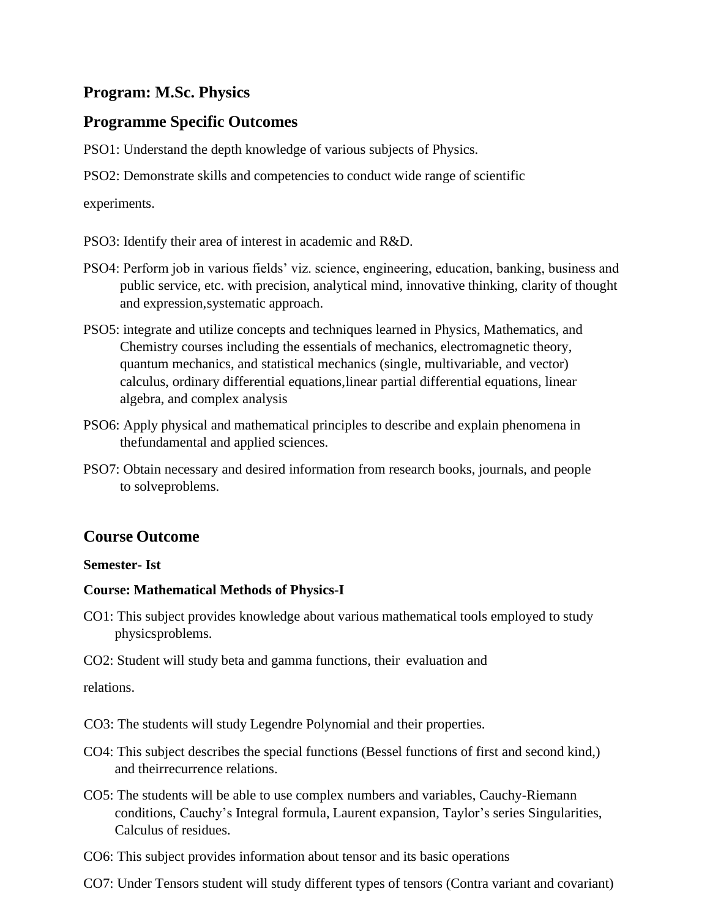## Program: M.Sc. Physics

## Programme Specific Outcomes

PSO1: Understand the depth knowledge of various subjects of Physics.

PSO2: Demonstrate skills and competencies to conduct wide range of scientific experiments.

PSO3: Identify their area of interest in academic and R&D.

PSO4: Perform job in various fields' viz. science, engineering, education, banking, business and public service, etc. with precision, analytical mind, innovative thinking, clarity of thought and expression,systematic approach.

PSO5: integrate and utilize concepts and techniques learned in Physics, Mathematics, and Chemistry courses including the essentials of mechanics, electromagnetic theory, quantum mechanics, and statistical mechanics (single, multivariable, and vector) calculus, ordinary differential equations,linear partial differential equations, linear algebra, and complex analysis

PSO6: Apply physical and mathematical principles to describe and explain phenomena in thefundamental and applied sciences.

PSO7: Obtain necessary and desired information from research books, journals, and people to solveproblems.

## Course Outcome

**Semester- Ist**

**Course: Mathematical Methods of Physics-I**

CO1: This subject provides knowledge about various mathematical tools employed to study physicsproblems.

CO2: Student will study beta and gamma functions, their evaluation and relations.

CO3: The students will study Legendre Polynomial and their properties.

CO4: This subject describes the special functions (Bessel functions of first and second kind,) and theirrecurrence relations.

CO5: The students will be able to use complex numbers and variables, Cauchy-Riemann conditions, Cauchy's Integral formula, Laurent expansion, Taylor's series Singularities, Calculus of residues.

CO6: This subject provides information about tensor and its basic operations

CO7: Under Tensors student will study different types of tensors (Contra variant and covariant)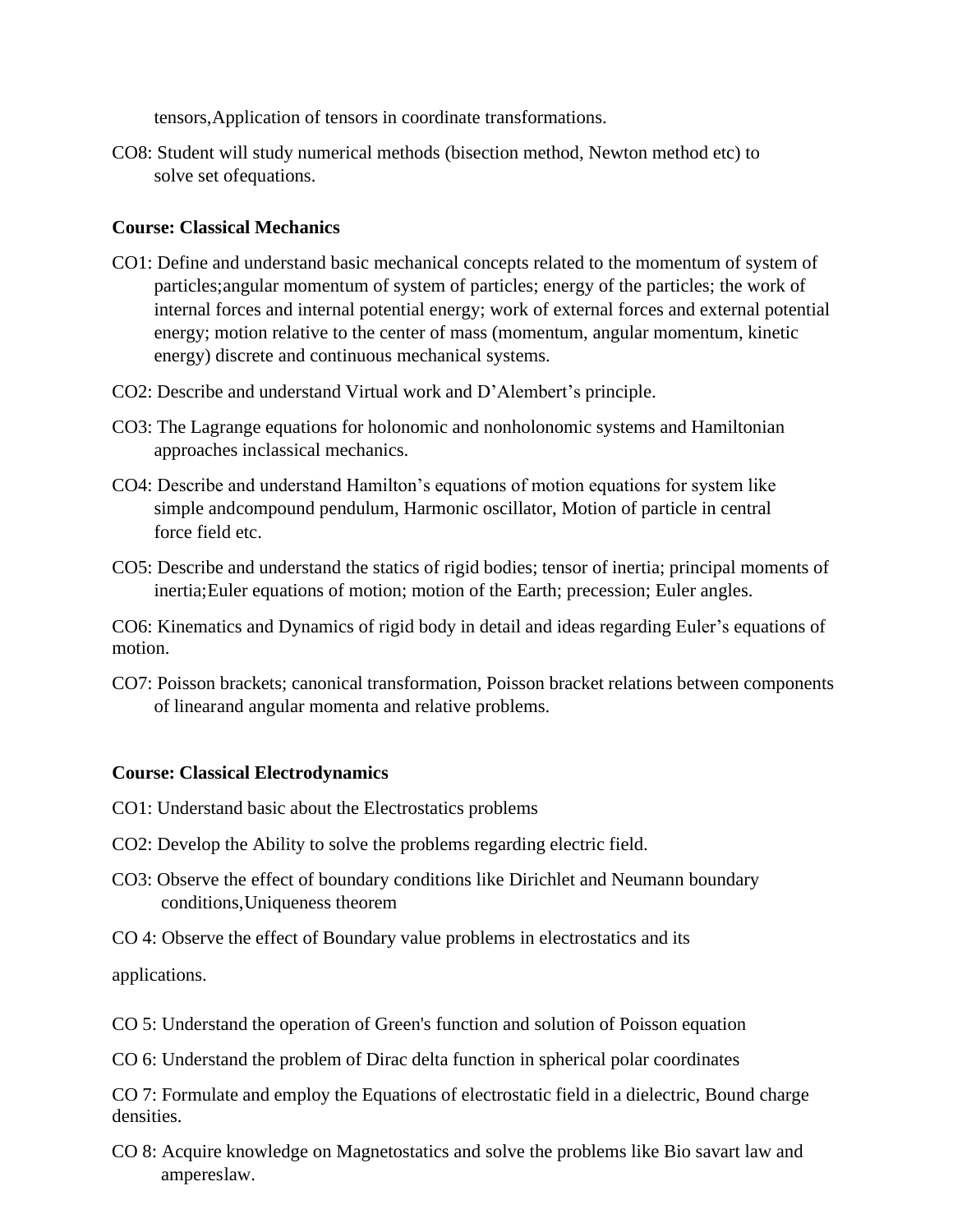tensors,Application of tensors in coordinate transformations.

CO8: Student will study numerical methods (bisection method, Newton method etc) to solve set ofequations.

**Course: Classical Mechanics**

CO1: Define and understand basic mechanical concepts related to the momentum of system of particles;angular momentum of system of particles; energy of the particles; the work of internal forces and internal potential energy; work of external forces and external potential energy; motion relative to the center of mass (momentum, angular momentum, kinetic energy) discrete and continuous mechanical systems.

CO2: Describe and understand Virtual work and D'Alembert's principle.

CO3: The Lagrange equations for holonomic and nonholonomic systems and Hamiltonian approaches inclassical mechanics.

CO4: Describe and understand Hamilton's equations of motion equations for system like simple andcompound pendulum, Harmonic oscillator, Motion of particle in central force field etc.

CO5: Describe and understand the statics of rigid bodies; tensor of inertia; principal moments of inertia;Euler equations of motion; motion of the Earth; precession; Euler angles.

CO6: Kinematics and Dynamics of rigid body in detail and ideas regarding Euler's equations of motion.

CO7: Poisson brackets; canonical transformation, Poisson bracket relations between components of linearand angular momenta and relative problems.

**Course: Classical Electrodynamics**

CO1: Understand basic about the Electrostatics problems

CO2: Develop the Ability to solve the problems regarding electric field.

CO3: Observe the effect of boundary conditions like Dirichlet and Neumann boundary conditions,Uniqueness theorem

CO 4: Observe the effect of Boundary value problems in electrostatics and its

applications.

CO 5: Understand the operation of Green's function and solution of Poisson equation

CO 6: Understand the problem of Dirac delta function in spherical polar coordinates

CO 7: Formulate and employ the Equations of electrostatic field in a dielectric, Bound charge densities.

CO 8: Acquire knowledge on Magnetostatics and solve the problems like Bio savart law and ampereslaw.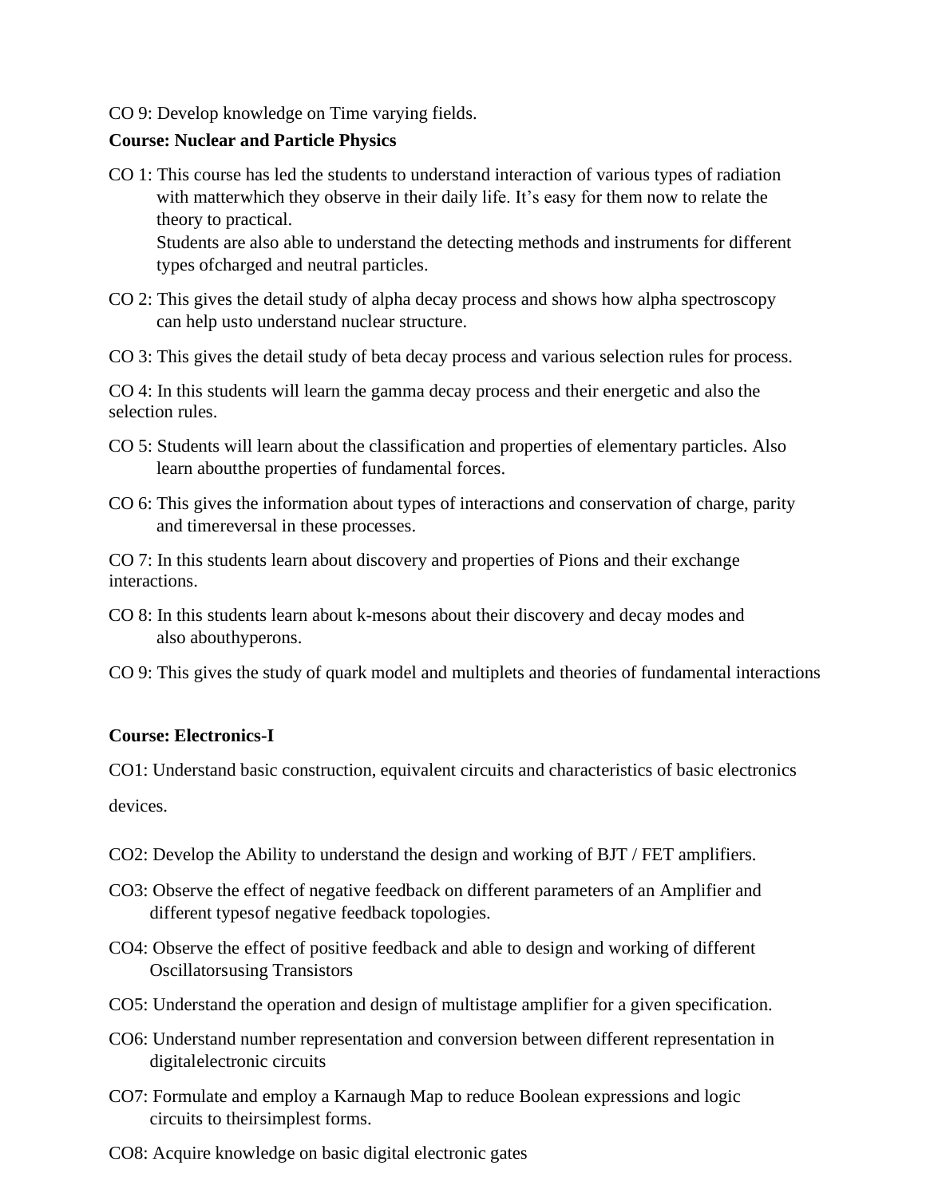CO 9: Develop knowledge on Time varying fields.

**Course: Nuclear and Particle Physics**

CO 1: This course has led the students to understand interaction of various types of radiation with matterwhich they observe in their daily life. It's easy for them now to relate the theory to practical.
Students are also able to understand the detecting methods and instruments for different types ofcharged and neutral particles.

CO 2: This gives the detail study of alpha decay process and shows how alpha spectroscopy can help usto understand nuclear structure.

CO 3: This gives the detail study of beta decay process and various selection rules for process.

CO 4: In this students will learn the gamma decay process and their energetic and also the selection rules.

CO 5: Students will learn about the classification and properties of elementary particles. Also learn aboutthe properties of fundamental forces.

CO 6: This gives the information about types of interactions and conservation of charge, parity and timereversal in these processes.

CO 7: In this students learn about discovery and properties of Pions and their exchange interactions.

CO 8: In this students learn about k-mesons about their discovery and decay modes and also abouthyperons.

CO 9: This gives the study of quark model and multiplets and theories of fundamental interactions

**Course: Electronics-I**

CO1: Understand basic construction, equivalent circuits and characteristics of basic electronics devices.

CO2: Develop the Ability to understand the design and working of BJT / FET amplifiers.

CO3: Observe the effect of negative feedback on different parameters of an Amplifier and different typesof negative feedback topologies.

CO4: Observe the effect of positive feedback and able to design and working of different Oscillatorsusing Transistors

CO5: Understand the operation and design of multistage amplifier for a given specification.

CO6: Understand number representation and conversion between different representation in digitalelectronic circuits

CO7: Formulate and employ a Karnaugh Map to reduce Boolean expressions and logic circuits to theirsimplest forms.

CO8: Acquire knowledge on basic digital electronic gates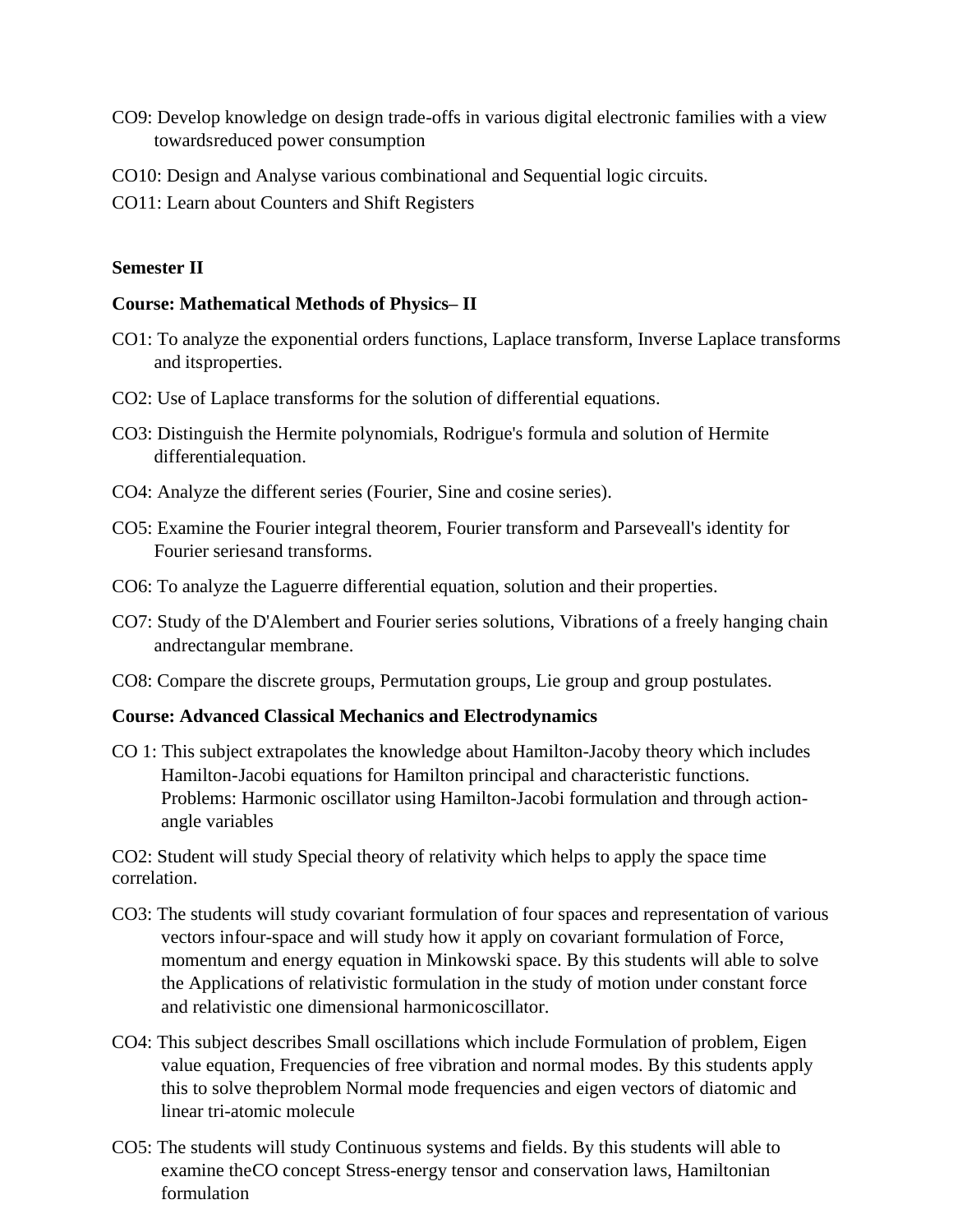CO9: Develop knowledge on design trade-offs in various digital electronic families with a view towardsreduced power consumption

CO10: Design and Analyse various combinational and Sequential logic circuits.

CO11: Learn about Counters and Shift Registers

**Semester II**

**Course: Mathematical Methods of Physics– II**

CO1: To analyze the exponential orders functions, Laplace transform, Inverse Laplace transforms and itsproperties.

CO2: Use of Laplace transforms for the solution of differential equations.

CO3: Distinguish the Hermite polynomials, Rodrigue's formula and solution of Hermite differentialequation.

CO4: Analyze the different series (Fourier, Sine and cosine series).

CO5: Examine the Fourier integral theorem, Fourier transform and Parseveall's identity for Fourier seriesand transforms.

CO6: To analyze the Laguerre differential equation, solution and their properties.

CO7: Study of the D'Alembert and Fourier series solutions, Vibrations of a freely hanging chain andrectangular membrane.

CO8: Compare the discrete groups, Permutation groups, Lie group and group postulates.

**Course: Advanced Classical Mechanics and Electrodynamics**

CO 1: This subject extrapolates the knowledge about Hamilton-Jacoby theory which includes Hamilton-Jacobi equations for Hamilton principal and characteristic functions. Problems: Harmonic oscillator using Hamilton-Jacobi formulation and through action-angle variables

CO2: Student will study Special theory of relativity which helps to apply the space time correlation.

CO3: The students will study covariant formulation of four spaces and representation of various vectors infour-space and will study how it apply on covariant formulation of Force, momentum and energy equation in Minkowski space. By this students will able to solve the Applications of relativistic formulation in the study of motion under constant force and relativistic one dimensional harmonicoscillator.

CO4: This subject describes Small oscillations which include Formulation of problem, Eigen value equation, Frequencies of free vibration and normal modes. By this students apply this to solve theproblem Normal mode frequencies and eigen vectors of diatomic and linear tri-atomic molecule

CO5: The students will study Continuous systems and fields. By this students will able to examine theCO concept Stress-energy tensor and conservation laws, Hamiltonian formulation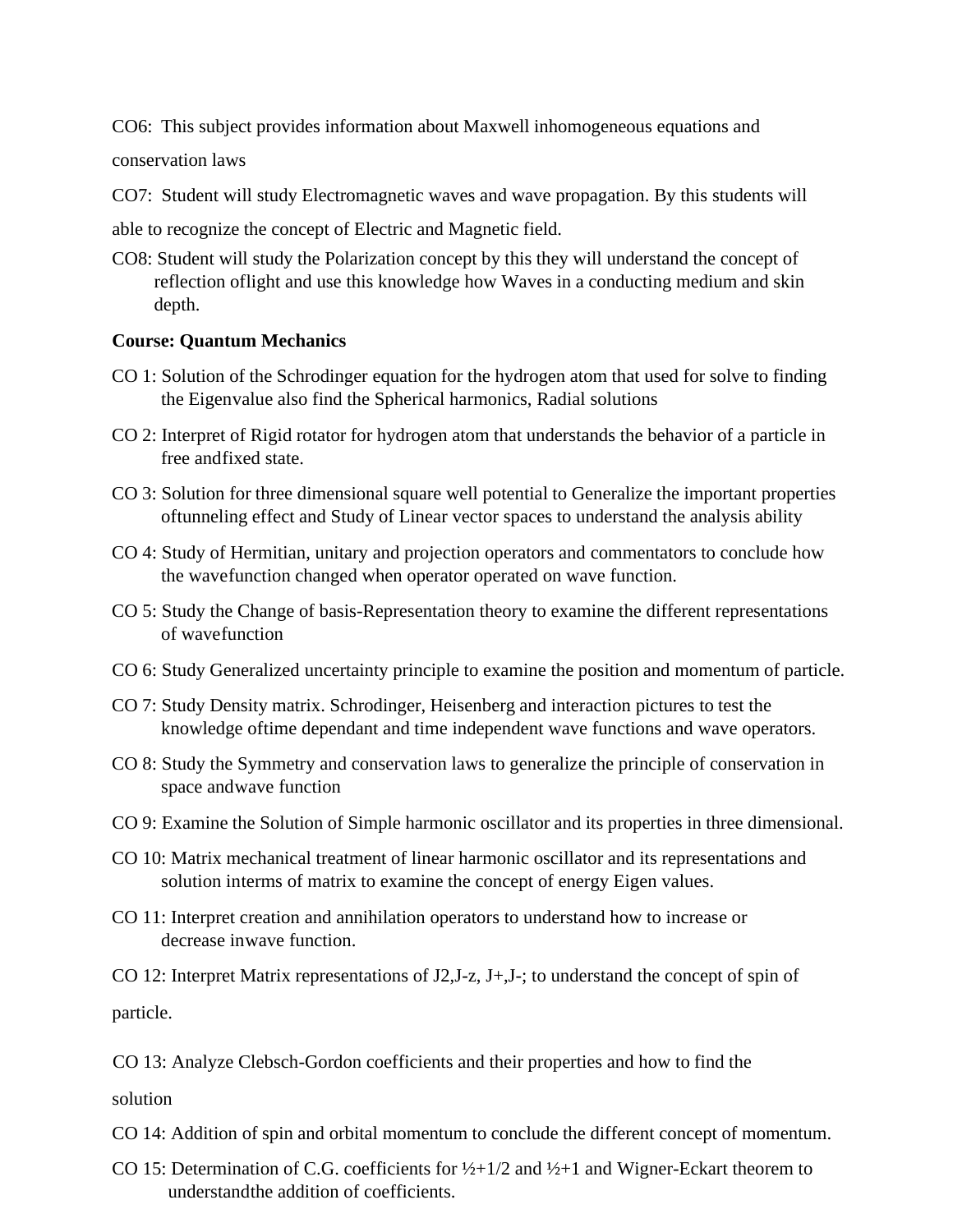CO6: This subject provides information about Maxwell inhomogeneous equations and conservation laws

CO7: Student will study Electromagnetic waves and wave propagation. By this students will able to recognize the concept of Electric and Magnetic field.

CO8: Student will study the Polarization concept by this they will understand the concept of reflection oflight and use this knowledge how Waves in a conducting medium and skin depth.

**Course: Quantum Mechanics**

CO 1: Solution of the Schrodinger equation for the hydrogen atom that used for solve to finding the Eigenvalue also find the Spherical harmonics, Radial solutions

CO 2: Interpret of Rigid rotator for hydrogen atom that understands the behavior of a particle in free andfixed state.

CO 3: Solution for three dimensional square well potential to Generalize the important properties oftunneling effect and Study of Linear vector spaces to understand the analysis ability

CO 4: Study of Hermitian, unitary and projection operators and commentators to conclude how the wavefunction changed when operator operated on wave function.

CO 5: Study the Change of basis-Representation theory to examine the different representations of wavefunction

CO 6: Study Generalized uncertainty principle to examine the position and momentum of particle.

CO 7: Study Density matrix. Schrodinger, Heisenberg and interaction pictures to test the knowledge oftime dependant and time independent wave functions and wave operators.

CO 8: Study the Symmetry and conservation laws to generalize the principle of conservation in space andwave function

CO 9: Examine the Solution of Simple harmonic oscillator and its properties in three dimensional.

CO 10: Matrix mechanical treatment of linear harmonic oscillator and its representations and solution interms of matrix to examine the concept of energy Eigen values.

CO 11: Interpret creation and annihilation operators to understand how to increase or decrease inwave function.

CO 12: Interpret Matrix representations of J2,J-z, J+,J-; to understand the concept of spin of particle.

CO 13: Analyze Clebsch-Gordon coefficients and their properties and how to find the solution

CO 14: Addition of spin and orbital momentum to conclude the different concept of momentum.

CO 15: Determination of C.G. coefficients for ½+1/2 and ½+1 and Wigner-Eckart theorem to understandthe addition of coefficients.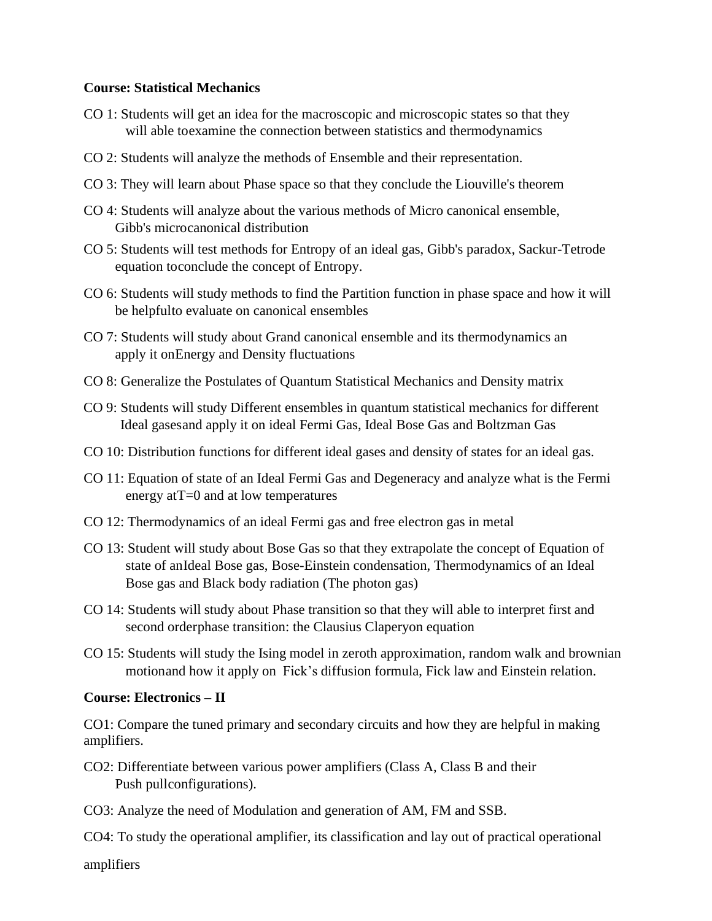**Course: Statistical Mechanics**

CO 1: Students will get an idea for the macroscopic and microscopic states so that they will able toexamine the connection between statistics and thermodynamics

CO 2: Students will analyze the methods of Ensemble and their representation.

CO 3: They will learn about Phase space so that they conclude the Liouville's theorem

CO 4: Students will analyze about the various methods of Micro canonical ensemble, Gibb's microcanonical distribution

CO 5: Students will test methods for Entropy of an ideal gas, Gibb's paradox, Sackur-Tetrode equation toconclude the concept of Entropy.

CO 6: Students will study methods to find the Partition function in phase space and how it will be helpfulto evaluate on canonical ensembles

CO 7: Students will study about Grand canonical ensemble and its thermodynamics an apply it onEnergy and Density fluctuations

CO 8: Generalize the Postulates of Quantum Statistical Mechanics and Density matrix

CO 9: Students will study Different ensembles in quantum statistical mechanics for different Ideal gasesand apply it on ideal Fermi Gas, Ideal Bose Gas and Boltzman Gas

CO 10: Distribution functions for different ideal gases and density of states for an ideal gas.

CO 11: Equation of state of an Ideal Fermi Gas and Degeneracy and analyze what is the Fermi energy at$T=0$ and at low temperatures

CO 12: Thermodynamics of an ideal Fermi gas and free electron gas in metal

CO 13: Student will study about Bose Gas so that they extrapolate the concept of Equation of state of anIdeal Bose gas, Bose-Einstein condensation, Thermodynamics of an Ideal Bose gas and Black body radiation (The photon gas)

CO 14: Students will study about Phase transition so that they will able to interpret first and second orderphase transition: the Clausius Claperyon equation

CO 15: Students will study the Ising model in zeroth approximation, random walk and brownian motionand how it apply on Fick's diffusion formula, Fick law and Einstein relation.

**Course: Electronics – II**

CO1: Compare the tuned primary and secondary circuits and how they are helpful in making amplifiers.

CO2: Differentiate between various power amplifiers (Class A, Class B and their Push pullconfigurations).

CO3: Analyze the need of Modulation and generation of AM, FM and SSB.

CO4: To study the operational amplifier, its classification and lay out of practical operational amplifiers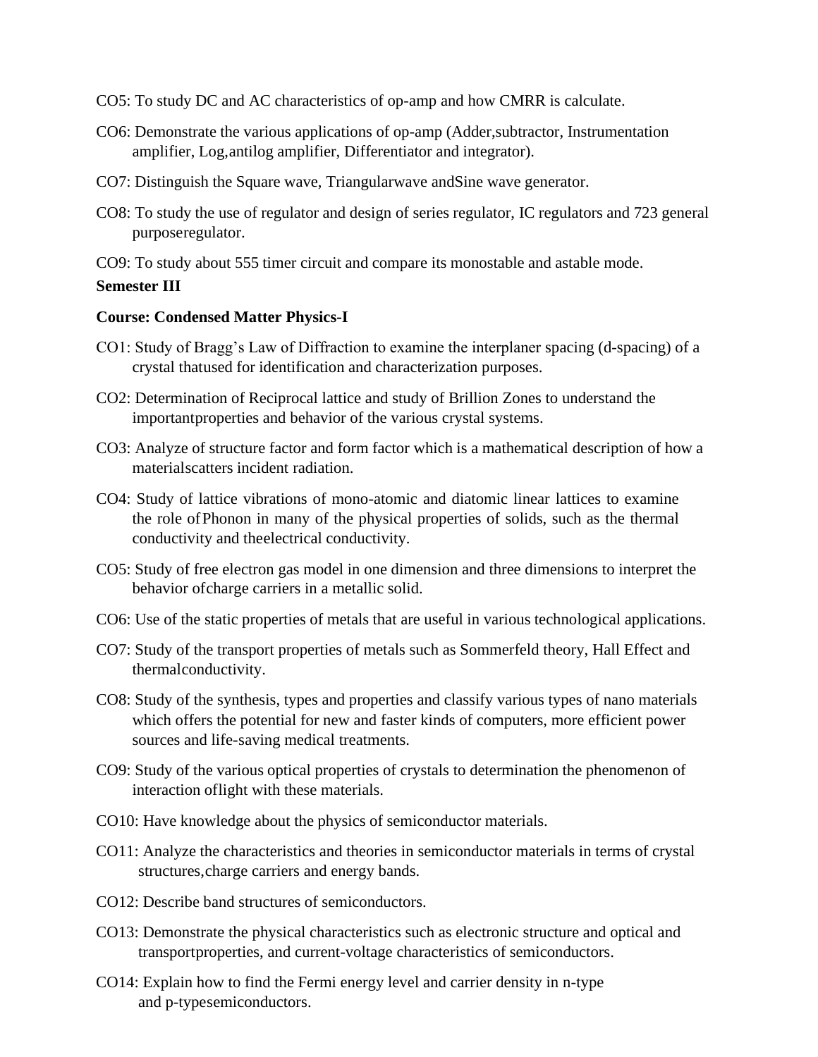CO5: To study DC and AC characteristics of op-amp and how CMRR is calculate.

CO6: Demonstrate the various applications of op-amp (Adder,subtractor, Instrumentation amplifier, Log,antilog amplifier, Differentiator and integrator).

CO7: Distinguish the Square wave, Triangularwave andSine wave generator.

CO8: To study the use of regulator and design of series regulator, IC regulators and 723 general purposeregulator.

CO9: To study about 555 timer circuit and compare its monostable and astable mode.

**Semester III**

**Course: Condensed Matter Physics-I**

CO1: Study of Bragg's Law of Diffraction to examine the interplaner spacing (d-spacing) of a crystal thatused for identification and characterization purposes.

CO2: Determination of Reciprocal lattice and study of Brillion Zones to understand the importantproperties and behavior of the various crystal systems.

CO3: Analyze of structure factor and form factor which is a mathematical description of how a materialscatters incident radiation.

CO4: Study of lattice vibrations of mono-atomic and diatomic linear lattices to examine the role ofPhonon in many of the physical properties of solids, such as the thermal conductivity and theelectrical conductivity.

CO5: Study of free electron gas model in one dimension and three dimensions to interpret the behavior ofcharge carriers in a metallic solid.

CO6: Use of the static properties of metals that are useful in various technological applications.

CO7: Study of the transport properties of metals such as Sommerfeld theory, Hall Effect and thermalconductivity.

CO8: Study of the synthesis, types and properties and classify various types of nano materials which offers the potential for new and faster kinds of computers, more efficient power sources and life-saving medical treatments.

CO9: Study of the various optical properties of crystals to determination the phenomenon of interaction oflight with these materials.

CO10: Have knowledge about the physics of semiconductor materials.

CO11: Analyze the characteristics and theories in semiconductor materials in terms of crystal structures,charge carriers and energy bands.

CO12: Describe band structures of semiconductors.

CO13: Demonstrate the physical characteristics such as electronic structure and optical and transportproperties, and current-voltage characteristics of semiconductors.

CO14: Explain how to find the Fermi energy level and carrier density in n-type and p-typesemiconductors.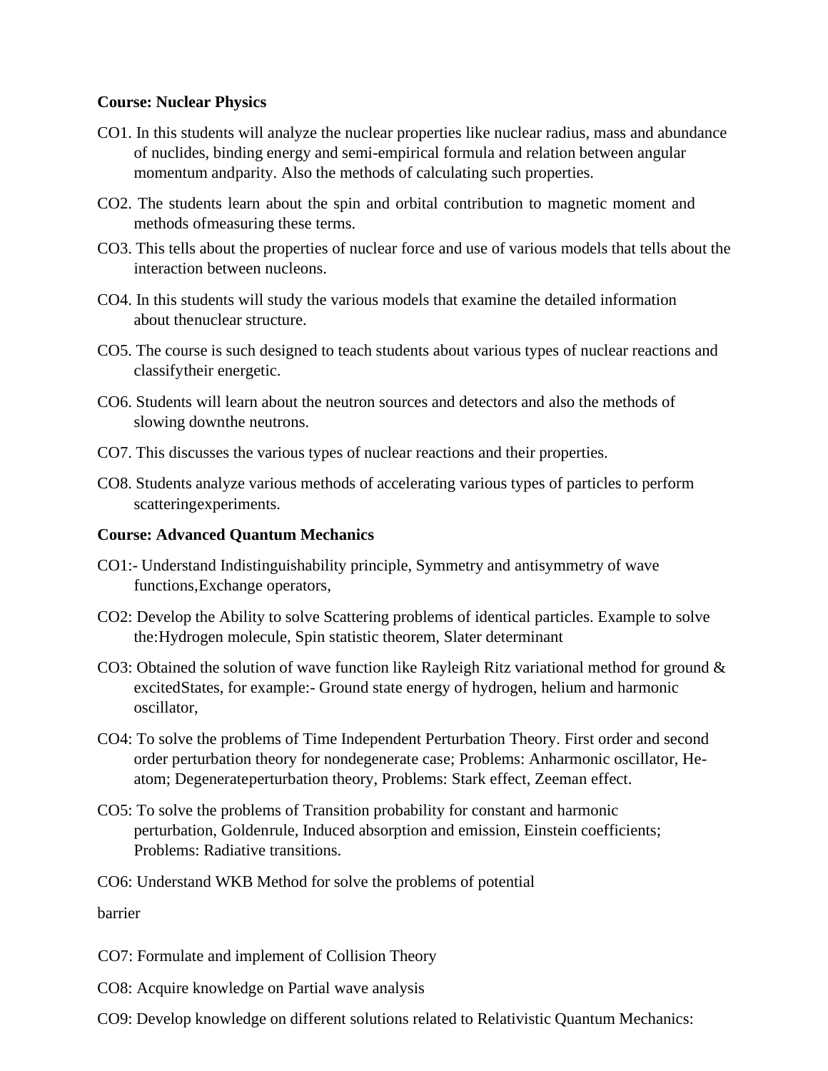**Course: Nuclear Physics**

CO1. In this students will analyze the nuclear properties like nuclear radius, mass and abundance of nuclides, binding energy and semi-empirical formula and relation between angular momentum andparity. Also the methods of calculating such properties.

CO2. The students learn about the spin and orbital contribution to magnetic moment and methods ofmeasuring these terms.

CO3. This tells about the properties of nuclear force and use of various models that tells about the interaction between nucleons.

CO4. In this students will study the various models that examine the detailed information about thenuclear structure.

CO5. The course is such designed to teach students about various types of nuclear reactions and classifytheir energetic.

CO6. Students will learn about the neutron sources and detectors and also the methods of slowing downthe neutrons.

CO7. This discusses the various types of nuclear reactions and their properties.

CO8. Students analyze various methods of accelerating various types of particles to perform scatteringexperiments.

**Course: Advanced Quantum Mechanics**

CO1:- Understand Indistinguishability principle, Symmetry and antisymmetry of wave functions,Exchange operators,

CO2: Develop the Ability to solve Scattering problems of identical particles. Example to solve the:Hydrogen molecule, Spin statistic theorem, Slater determinant

CO3: Obtained the solution of wave function like Rayleigh Ritz variational method for ground & excitedStates, for example:- Ground state energy of hydrogen, helium and harmonic oscillator,

CO4: To solve the problems of Time Independent Perturbation Theory. First order and second order perturbation theory for nondegenerate case; Problems: Anharmonic oscillator, He-atom; Degenerateperturbation theory, Problems: Stark effect, Zeeman effect.

CO5: To solve the problems of Transition probability for constant and harmonic perturbation, Goldenrule, Induced absorption and emission, Einstein coefficients; Problems: Radiative transitions.

CO6: Understand WKB Method for solve the problems of potential

barrier

CO7: Formulate and implement of Collision Theory

CO8: Acquire knowledge on Partial wave analysis

CO9: Develop knowledge on different solutions related to Relativistic Quantum Mechanics: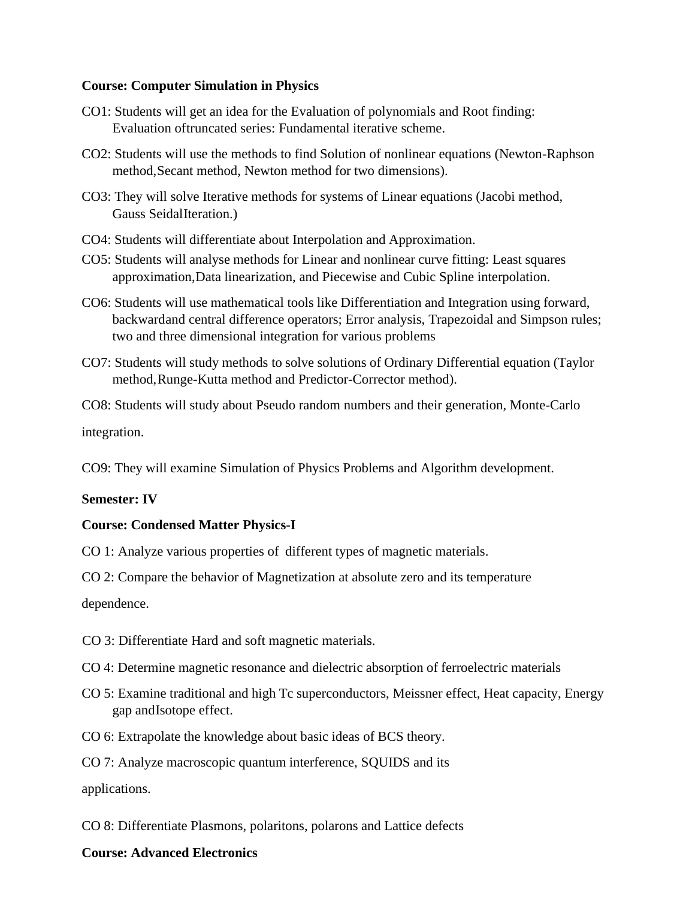**Course: Computer Simulation in Physics**

CO1: Students will get an idea for the Evaluation of polynomials and Root finding: Evaluation oftruncated series: Fundamental iterative scheme.

CO2: Students will use the methods to find Solution of nonlinear equations (Newton-Raphson method,Secant method, Newton method for two dimensions).

CO3: They will solve Iterative methods for systems of Linear equations (Jacobi method, Gauss SeidalIteration.)

CO4: Students will differentiate about Interpolation and Approximation.

CO5: Students will analyse methods for Linear and nonlinear curve fitting: Least squares approximation,Data linearization, and Piecewise and Cubic Spline interpolation.

CO6: Students will use mathematical tools like Differentiation and Integration using forward, backwardand central difference operators; Error analysis, Trapezoidal and Simpson rules; two and three dimensional integration for various problems

CO7: Students will study methods to solve solutions of Ordinary Differential equation (Taylor method,Runge-Kutta method and Predictor-Corrector method).

CO8: Students will study about Pseudo random numbers and their generation, Monte-Carlo integration.

CO9: They will examine Simulation of Physics Problems and Algorithm development.

**Semester: IV**

**Course: Condensed Matter Physics-I**

CO 1: Analyze various properties of different types of magnetic materials.

CO 2: Compare the behavior of Magnetization at absolute zero and its temperature dependence.

CO 3: Differentiate Hard and soft magnetic materials.

CO 4: Determine magnetic resonance and dielectric absorption of ferroelectric materials

CO 5: Examine traditional and high Tc superconductors, Meissner effect, Heat capacity, Energy gap andIsotope effect.

CO 6: Extrapolate the knowledge about basic ideas of BCS theory.

CO 7: Analyze macroscopic quantum interference, SQUIDS and its applications.

CO 8: Differentiate Plasmons, polaritons, polarons and Lattice defects

**Course: Advanced Electronics**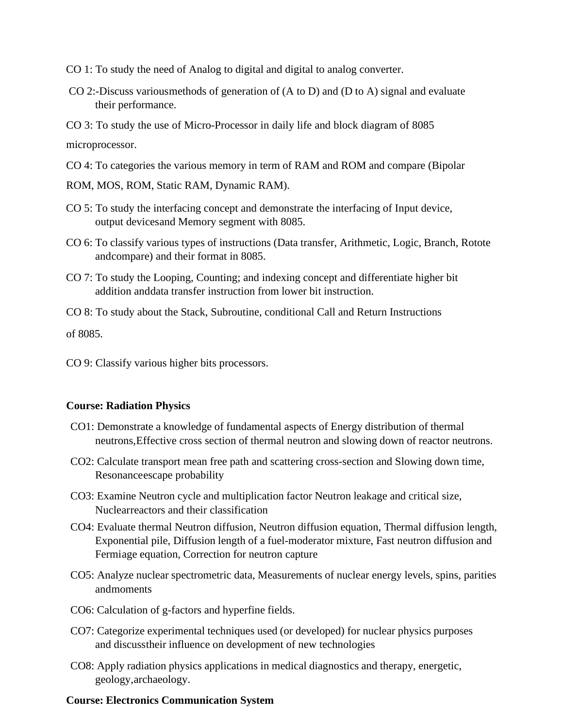CO 1: To study the need of Analog to digital and digital to analog converter.

CO 2:-Discuss variousmethods of generation of (A to D) and (D to A) signal and evaluate their performance.

CO 3: To study the use of Micro-Processor in daily life and block diagram of 8085 microprocessor.

CO 4: To categories the various memory in term of RAM and ROM and compare (Bipolar ROM, MOS, ROM, Static RAM, Dynamic RAM).

CO 5: To study the interfacing concept and demonstrate the interfacing of Input device, output devicesand Memory segment with 8085.

CO 6: To classify various types of instructions (Data transfer, Arithmetic, Logic, Branch, Rotote andcompare) and their format in 8085.

CO 7: To study the Looping, Counting; and indexing concept and differentiate higher bit addition anddata transfer instruction from lower bit instruction.

CO 8: To study about the Stack, Subroutine, conditional Call and Return Instructions of 8085.

CO 9: Classify various higher bits processors.

**Course: Radiation Physics**

CO1: Demonstrate a knowledge of fundamental aspects of Energy distribution of thermal neutrons,Effective cross section of thermal neutron and slowing down of reactor neutrons.

CO2: Calculate transport mean free path and scattering cross-section and Slowing down time, Resonanceescape probability

CO3: Examine Neutron cycle and multiplication factor Neutron leakage and critical size, Nuclearreactors and their classification

CO4: Evaluate thermal Neutron diffusion, Neutron diffusion equation, Thermal diffusion length, Exponential pile, Diffusion length of a fuel-moderator mixture, Fast neutron diffusion and Fermiage equation, Correction for neutron capture

CO5: Analyze nuclear spectrometric data, Measurements of nuclear energy levels, spins, parities andmoments

CO6: Calculation of g-factors and hyperfine fields.

CO7: Categorize experimental techniques used (or developed) for nuclear physics purposes and discusstheir influence on development of new technologies

CO8: Apply radiation physics applications in medical diagnostics and therapy, energetic, geology,archaeology.

**Course: Electronics Communication System**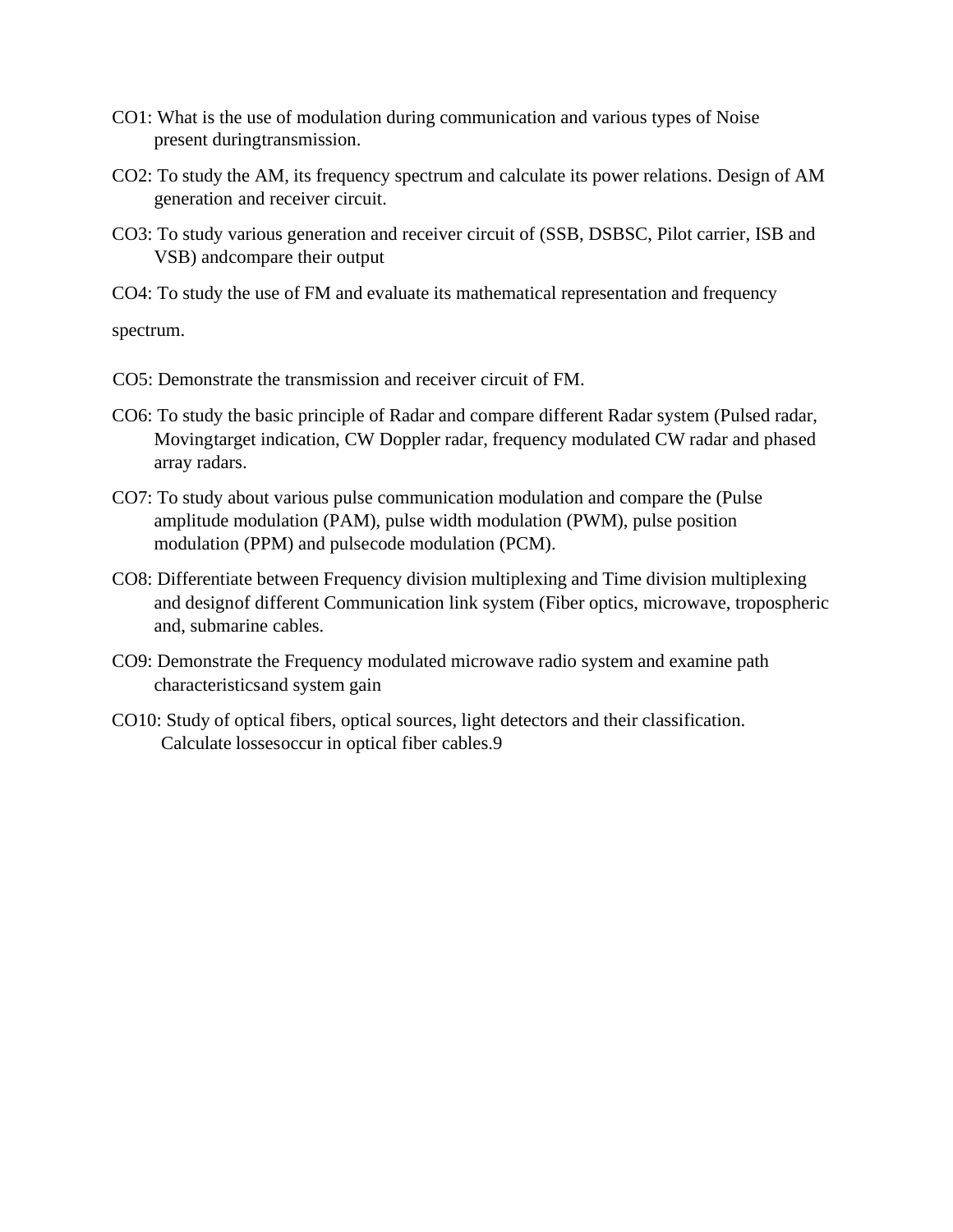CO1: What is the use of modulation during communication and various types of Noise present duringtransmission.

CO2: To study the AM, its frequency spectrum and calculate its power relations. Design of AM generation and receiver circuit.

CO3: To study various generation and receiver circuit of (SSB, DSBSC, Pilot carrier, ISB and VSB) andcompare their output

CO4: To study the use of FM and evaluate its mathematical representation and frequency

spectrum.

CO5: Demonstrate the transmission and receiver circuit of FM.

CO6: To study the basic principle of Radar and compare different Radar system (Pulsed radar, Movingtarget indication, CW Doppler radar, frequency modulated CW radar and phased array radars.

CO7: To study about various pulse communication modulation and compare the (Pulse amplitude modulation (PAM), pulse width modulation (PWM), pulse position modulation (PPM) and pulsecode modulation (PCM).

CO8: Differentiate between Frequency division multiplexing and Time division multiplexing and designof different Communication link system (Fiber optics, microwave, tropospheric and, submarine cables.

CO9: Demonstrate the Frequency modulated microwave radio system and examine path characteristicsand system gain

CO10: Study of optical fibers, optical sources, light detectors and their classification. Calculate lossesoccur in optical fiber cables.9